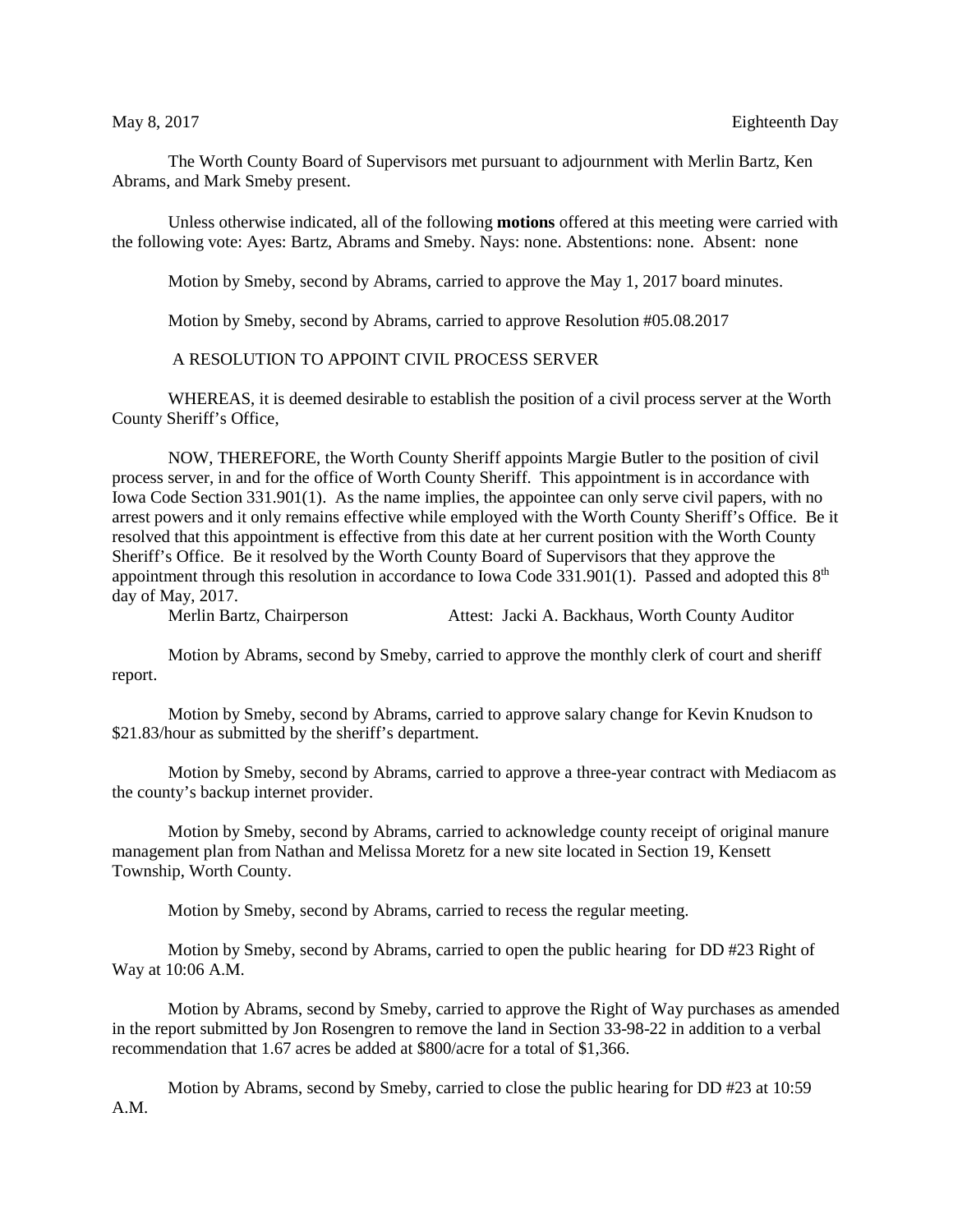May 8, 2017 Eighteenth Day

The Worth County Board of Supervisors met pursuant to adjournment with Merlin Bartz, Ken Abrams, and Mark Smeby present.

Unless otherwise indicated, all of the following **motions** offered at this meeting were carried with the following vote: Ayes: Bartz, Abrams and Smeby. Nays: none. Abstentions: none. Absent: none

Motion by Smeby, second by Abrams, carried to approve the May 1, 2017 board minutes.

Motion by Smeby, second by Abrams, carried to approve Resolution #05.08.2017

A RESOLUTION TO APPOINT CIVIL PROCESS SERVER

WHEREAS, it is deemed desirable to establish the position of a civil process server at the Worth County Sheriff's Office,

NOW, THEREFORE, the Worth County Sheriff appoints Margie Butler to the position of civil process server, in and for the office of Worth County Sheriff. This appointment is in accordance with Iowa Code Section 331.901(1). As the name implies, the appointee can only serve civil papers, with no arrest powers and it only remains effective while employed with the Worth County Sheriff's Office. Be it resolved that this appointment is effective from this date at her current position with the Worth County Sheriff's Office. Be it resolved by the Worth County Board of Supervisors that they approve the appointment through this resolution in accordance to Iowa Code 331.901(1). Passed and adopted this 8th day of May, 2017.

Merlin Bartz, Chairperson Attest: Jacki A. Backhaus, Worth County Auditor

Motion by Abrams, second by Smeby, carried to approve the monthly clerk of court and sheriff report.

Motion by Smeby, second by Abrams, carried to approve salary change for Kevin Knudson to $21.83/hour as submitted by the sheriff's department.

Motion by Smeby, second by Abrams, carried to approve a three-year contract with Mediacom as the county's backup internet provider.

Motion by Smeby, second by Abrams, carried to acknowledge county receipt of original manure management plan from Nathan and Melissa Moretz for a new site located in Section 19, Kensett Township, Worth County.

Motion by Smeby, second by Abrams, carried to recess the regular meeting.

Motion by Smeby, second by Abrams, carried to open the public hearing for DD #23 Right of Way at 10:06 A.M.

Motion by Abrams, second by Smeby, carried to approve the Right of Way purchases as amended in the report submitted by Jon Rosengren to remove the land in Section 33-98-22 in addition to a verbal recommendation that 1.67 acres be added at $800/acre for a total of $1,366.

Motion by Abrams, second by Smeby, carried to close the public hearing for DD #23 at 10:59 A.M.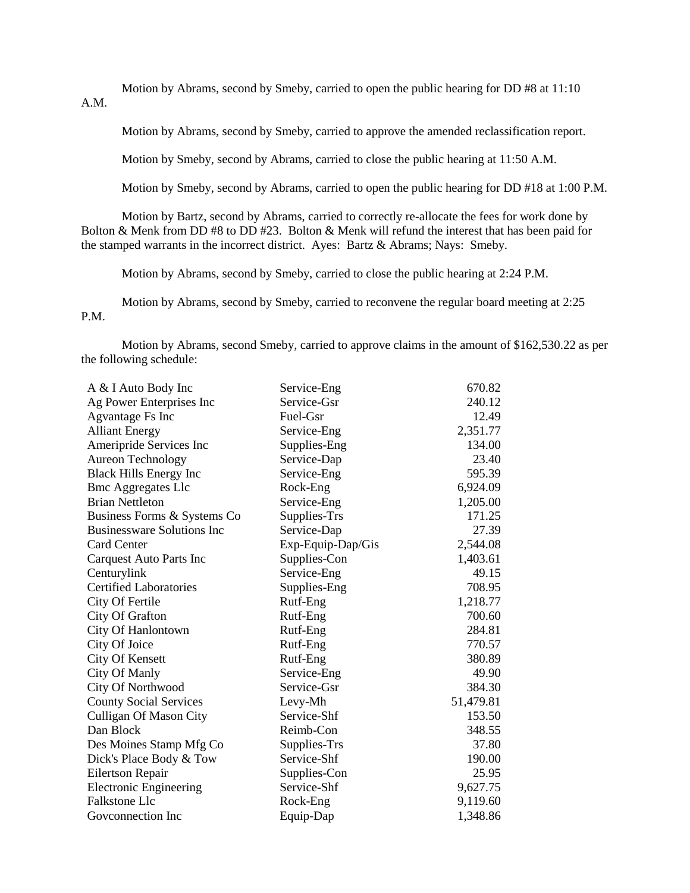Motion by Abrams, second by Smeby, carried to open the public hearing for DD #8 at 11:10 A.M.

Motion by Abrams, second by Smeby, carried to approve the amended reclassification report.

Motion by Smeby, second by Abrams, carried to close the public hearing at 11:50 A.M.

Motion by Smeby, second by Abrams, carried to open the public hearing for DD #18 at 1:00 P.M.

Motion by Bartz, second by Abrams, carried to correctly re-allocate the fees for work done by Bolton & Menk from DD #8 to DD #23. Bolton & Menk will refund the interest that has been paid for the stamped warrants in the incorrect district. Ayes: Bartz & Abrams; Nays: Smeby.

Motion by Abrams, second by Smeby, carried to close the public hearing at 2:24 P.M.

Motion by Abrams, second by Smeby, carried to reconvene the regular board meeting at 2:25 P.M.

Motion by Abrams, second Smeby, carried to approve claims in the amount of $162,530.22 as per the following schedule:

| | | |
|---|---|---:|
| A & I Auto Body Inc | Service-Eng | 670.82 |
| Ag Power Enterprises Inc | Service-Gsr | 240.12 |
| Agvantage Fs Inc | Fuel-Gsr | 12.49 |
| Alliant Energy | Service-Eng | 2,351.77 |
| Ameripride Services Inc | Supplies-Eng | 134.00 |
| Aureon Technology | Service-Dap | 23.40 |
| Black Hills Energy Inc | Service-Eng | 595.39 |
| Bmc Aggregates Llc | Rock-Eng | 6,924.09 |
| Brian Nettleton | Service-Eng | 1,205.00 |
| Business Forms & Systems Co | Supplies-Trs | 171.25 |
| Businessware Solutions Inc | Service-Dap | 27.39 |
| Card Center | Exp-Equip-Dap/Gis | 2,544.08 |
| Carquest Auto Parts Inc | Supplies-Con | 1,403.61 |
| Centurylink | Service-Eng | 49.15 |
| Certified Laboratories | Supplies-Eng | 708.95 |
| City Of Fertile | Rutf-Eng | 1,218.77 |
| City Of Grafton | Rutf-Eng | 700.60 |
| City Of Hanlontown | Rutf-Eng | 284.81 |
| City Of Joice | Rutf-Eng | 770.57 |
| City Of Kensett | Rutf-Eng | 380.89 |
| City Of Manly | Service-Eng | 49.90 |
| City Of Northwood | Service-Gsr | 384.30 |
| County Social Services | Levy-Mh | 51,479.81 |
| Culligan Of Mason City | Service-Shf | 153.50 |
| Dan Block | Reimb-Con | 348.55 |
| Des Moines Stamp Mfg Co | Supplies-Trs | 37.80 |
| Dick's Place Body & Tow | Service-Shf | 190.00 |
| Eilertson Repair | Supplies-Con | 25.95 |
| Electronic Engineering | Service-Shf | 9,627.75 |
| Falkstone Llc | Rock-Eng | 9,119.60 |
| Govconnection Inc | Equip-Dap | 1,348.86 |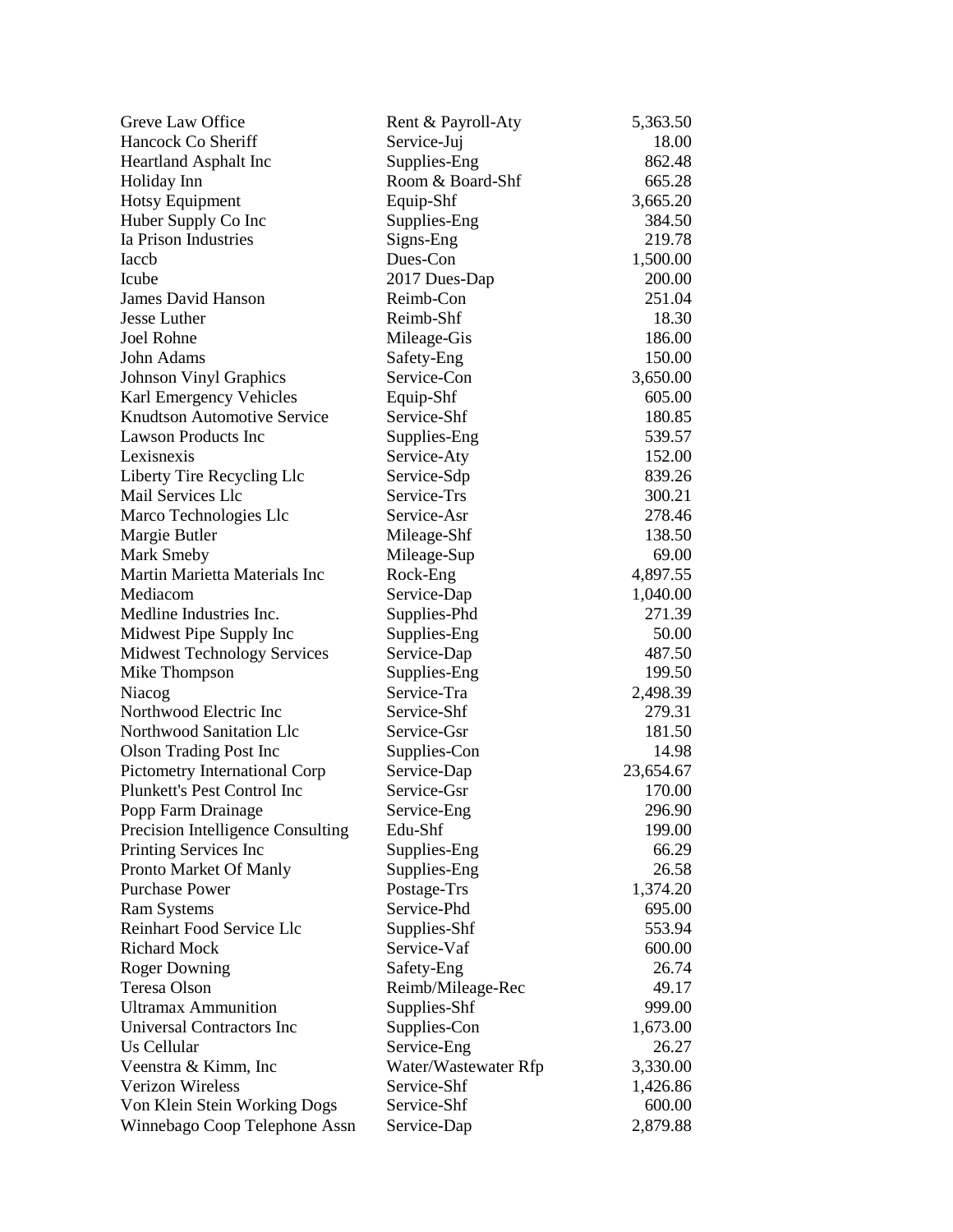| | | |
|---|---|---|
| Greve Law Office | Rent & Payroll-Aty | 5,363.50 |
| Hancock Co Sheriff | Service-Juj | 18.00 |
| Heartland Asphalt Inc | Supplies-Eng | 862.48 |
| Holiday Inn | Room & Board-Shf | 665.28 |
| Hotsy Equipment | Equip-Shf | 3,665.20 |
| Huber Supply Co Inc | Supplies-Eng | 384.50 |
| Ia Prison Industries | Signs-Eng | 219.78 |
| Iaccb | Dues-Con | 1,500.00 |
| Icube | 2017 Dues-Dap | 200.00 |
| James David Hanson | Reimb-Con | 251.04 |
| Jesse Luther | Reimb-Shf | 18.30 |
| Joel Rohne | Mileage-Gis | 186.00 |
| John Adams | Safety-Eng | 150.00 |
| Johnson Vinyl Graphics | Service-Con | 3,650.00 |
| Karl Emergency Vehicles | Equip-Shf | 605.00 |
| Knudtson Automotive Service | Service-Shf | 180.85 |
| Lawson Products Inc | Supplies-Eng | 539.57 |
| Lexisnexis | Service-Aty | 152.00 |
| Liberty Tire Recycling Llc | Service-Sdp | 839.26 |
| Mail Services Llc | Service-Trs | 300.21 |
| Marco Technologies Llc | Service-Asr | 278.46 |
| Margie Butler | Mileage-Shf | 138.50 |
| Mark Smeby | Mileage-Sup | 69.00 |
| Martin Marietta Materials Inc | Rock-Eng | 4,897.55 |
| Mediacom | Service-Dap | 1,040.00 |
| Medline Industries Inc. | Supplies-Phd | 271.39 |
| Midwest Pipe Supply Inc | Supplies-Eng | 50.00 |
| Midwest Technology Services | Service-Dap | 487.50 |
| Mike Thompson | Supplies-Eng | 199.50 |
| Niacog | Service-Tra | 2,498.39 |
| Northwood Electric Inc | Service-Shf | 279.31 |
| Northwood Sanitation Llc | Service-Gsr | 181.50 |
| Olson Trading Post Inc | Supplies-Con | 14.98 |
| Pictometry International Corp | Service-Dap | 23,654.67 |
| Plunkett's Pest Control Inc | Service-Gsr | 170.00 |
| Popp Farm Drainage | Service-Eng | 296.90 |
| Precision Intelligence Consulting | Edu-Shf | 199.00 |
| Printing Services Inc | Supplies-Eng | 66.29 |
| Pronto Market Of Manly | Supplies-Eng | 26.58 |
| Purchase Power | Postage-Trs | 1,374.20 |
| Ram Systems | Service-Phd | 695.00 |
| Reinhart Food Service Llc | Supplies-Shf | 553.94 |
| Richard Mock | Service-Vaf | 600.00 |
| Roger Downing | Safety-Eng | 26.74 |
| Teresa Olson | Reimb/Mileage-Rec | 49.17 |
| Ultramax Ammunition | Supplies-Shf | 999.00 |
| Universal Contractors Inc | Supplies-Con | 1,673.00 |
| Us Cellular | Service-Eng | 26.27 |
| Veenstra & Kimm, Inc | Water/Wastewater Rfp | 3,330.00 |
| Verizon Wireless | Service-Shf | 1,426.86 |
| Von Klein Stein Working Dogs | Service-Shf | 600.00 |
| Winnebago Coop Telephone Assn | Service-Dap | 2,879.88 |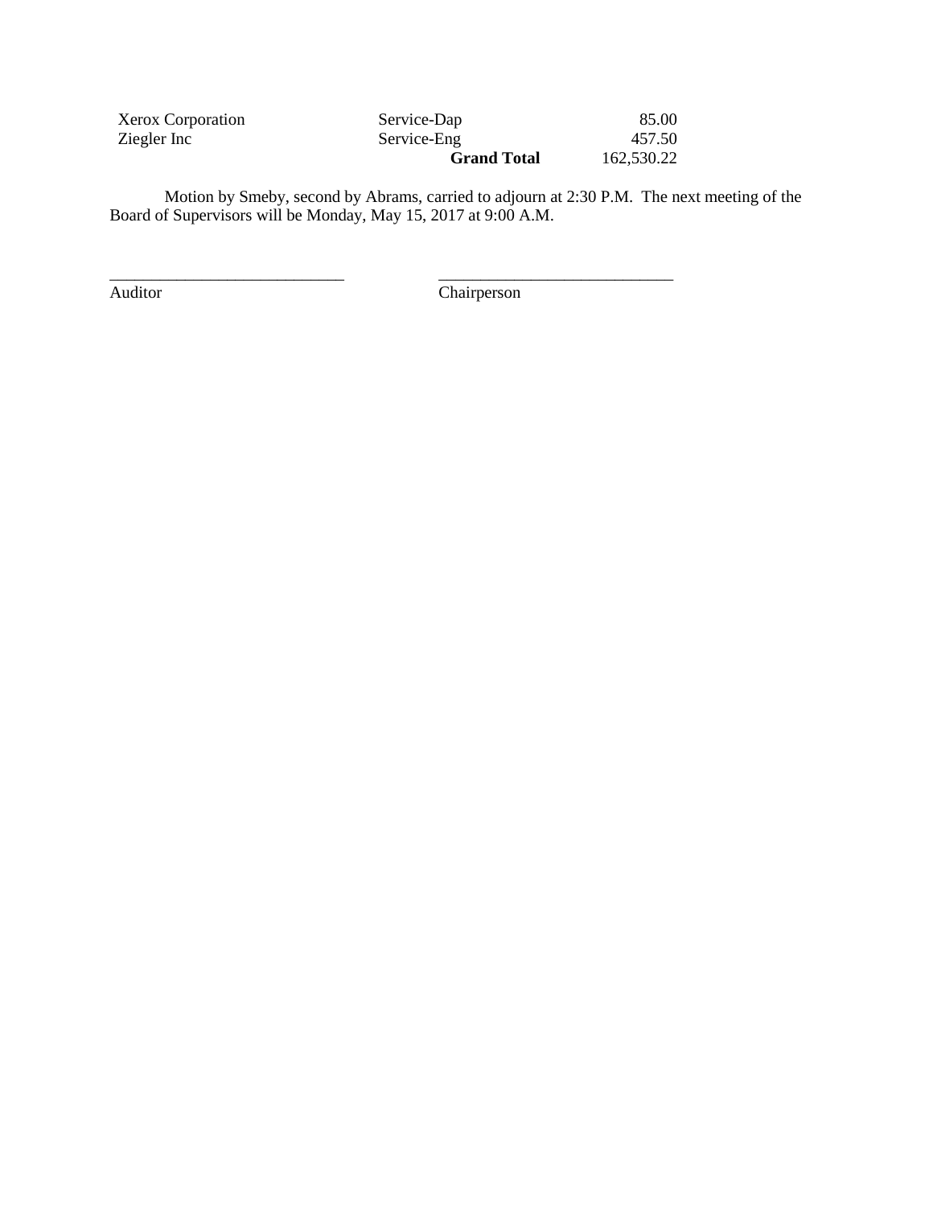| | | |
|---|---|---|
| Xerox Corporation | Service-Dap | 85.00 |
| Ziegler Inc | Service-Eng | 457.50 |
| | **Grand Total** | 162,530.22 |

Motion by Smeby, second by Abrams, carried to adjourn at 2:30 P.M. The next meeting of the Board of Supervisors will be Monday, May 15, 2017 at 9:00 A.M.

\_\_\_\_\_\_\_\_\_\_\_\_\_\_\_\_\_\_\_\_\_\_\_\_\_\_\_\_ \_\_\_\_\_\_\_\_\_\_\_\_\_\_\_\_\_\_\_\_\_\_\_\_\_\_\_\_

Auditor Chairperson